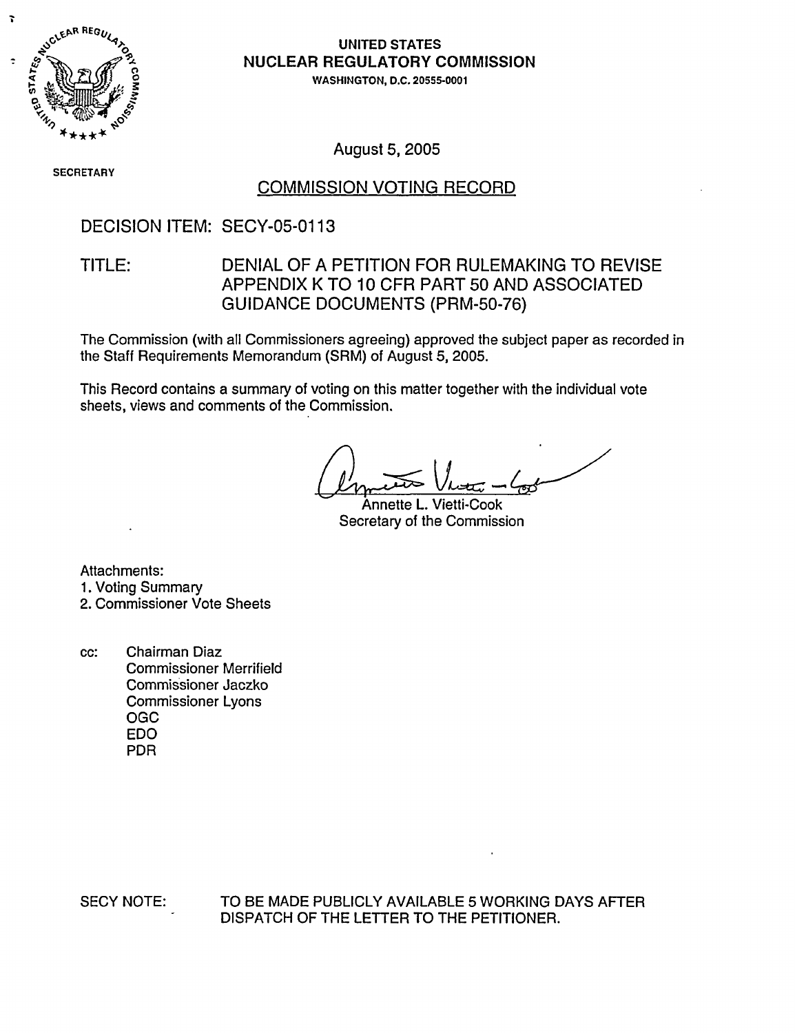**UNITED STATES**
**NUCLEAR REGULATORY COMMISSION**
WASHINGTON, D.C. 20555-0001

SECRETARY

August 5, 2005

# COMMISSION VOTING RECORD

DECISION ITEM: SECY-05-0113

TITLE: DENIAL OF A PETITION FOR RULEMAKING TO REVISE APPENDIX K TO 10 CFR PART 50 AND ASSOCIATED GUIDANCE DOCUMENTS (PRM-50-76)

The Commission (with all Commissioners agreeing) approved the subject paper as recorded in the Staff Requirements Memorandum (SRM) of August 5, 2005.

This Record contains a summary of voting on this matter together with the individual vote sheets, views and comments of the Commission.

Annette L. Vietti-Cook
Secretary of the Commission

Attachments:
1. Voting Summary
2. Commissioner Vote Sheets

cc: Chairman Diaz
Commissioner Merrifield
Commissioner Jaczko
Commissioner Lyons
OGC
EDO
PDR

SECY NOTE: TO BE MADE PUBLICLY AVAILABLE 5 WORKING DAYS AFTER DISPATCH OF THE LETTER TO THE PETITIONER.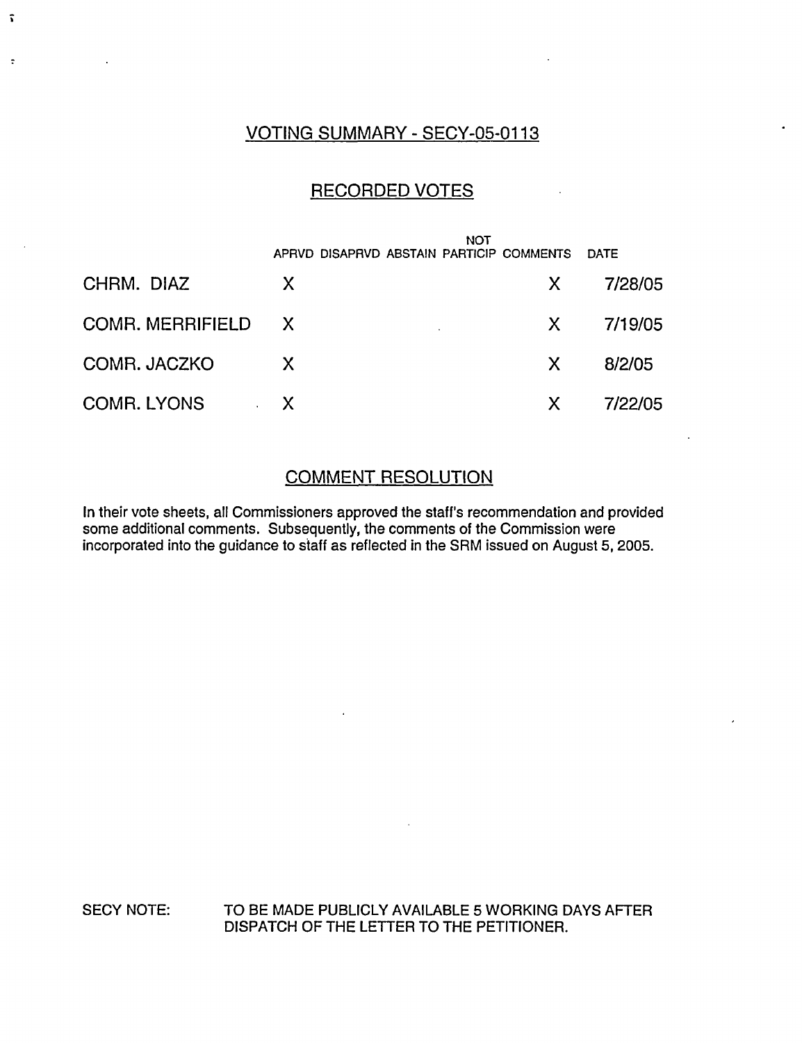## VOTING SUMMARY - SECY-05-0113

## RECORDED VOTES

| | APRVD | DISAPRVD | ABSTAIN | NOT PARTICIP | COMMENTS | DATE |
|---|---|---|---|---|---|---|
| CHRM. DIAZ | X | | | | X | 7/28/05 |
| COMR. MERRIFIELD | X | | | | X | 7/19/05 |
| COMR. JACZKO | X | | | | X | 8/2/05 |
| COMR. LYONS | X | | | | X | 7/22/05 |

## COMMENT RESOLUTION

In their vote sheets, all Commissioners approved the staff's recommendation and provided some additional comments. Subsequently, the comments of the Commission were incorporated into the guidance to staff as reflected in the SRM issued on August 5, 2005.

SECY NOTE: TO BE MADE PUBLICLY AVAILABLE 5 WORKING DAYS AFTER DISPATCH OF THE LETTER TO THE PETITIONER.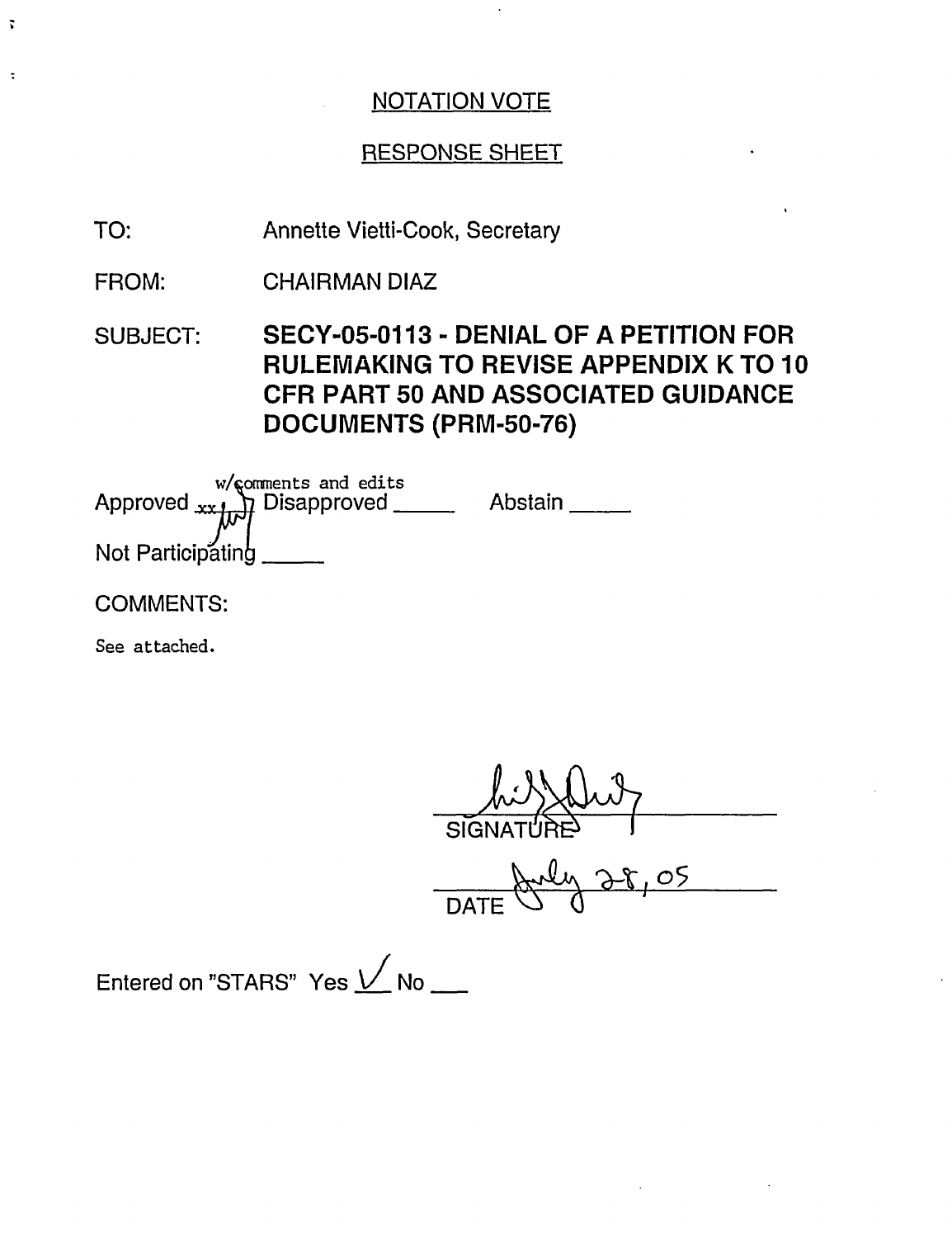NOTATION VOTE

RESPONSE SHEET

TO: Annette Vietti-Cook, Secretary

FROM: CHAIRMAN DIAZ

SUBJECT: **SECY-05-0113 - DENIAL OF A PETITION FOR RULEMAKING TO REVISE APPENDIX K TO 10 CFR PART 50 AND ASSOCIATED GUIDANCE DOCUMENTS (PRM-50-76)**

Approved xx w/comments and edits Disapproved _____ Abstain _____

Not Participating _____

COMMENTS:

See attached.

SIGNATURE

DATE July 28, 05

Entered on "STARS" Yes ✓ No ___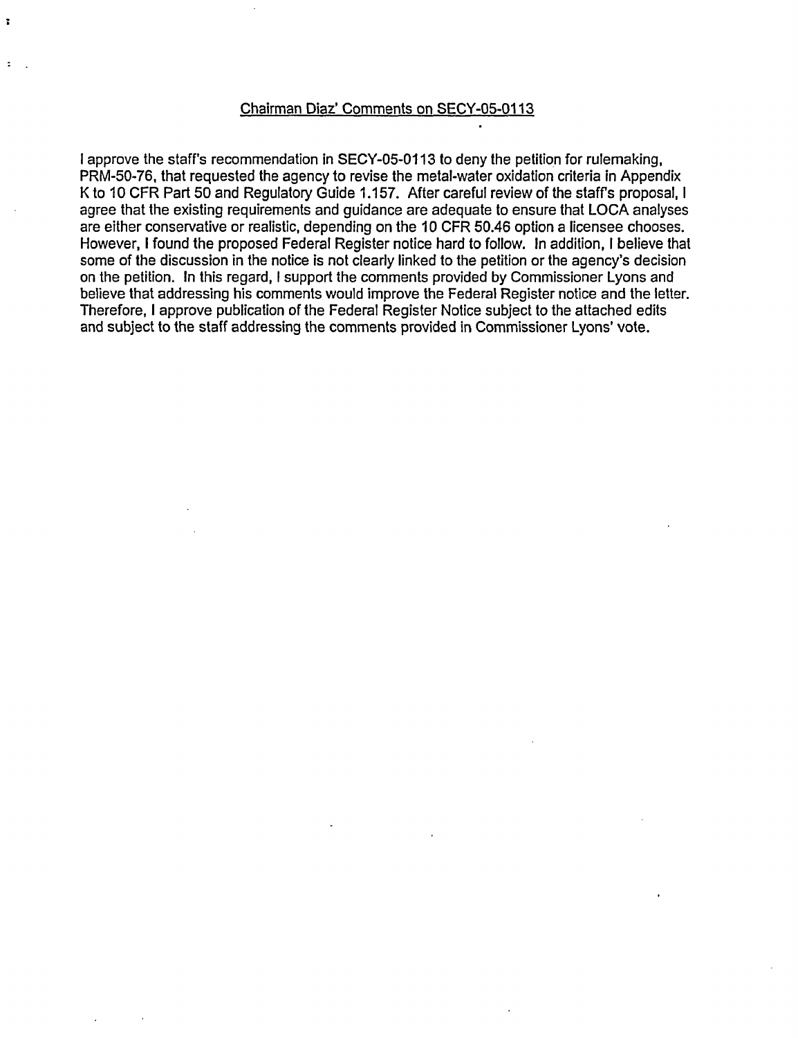## Chairman Diaz' Comments on SECY-05-0113

I approve the staff's recommendation in SECY-05-0113 to deny the petition for rulemaking, PRM-50-76, that requested the agency to revise the metal-water oxidation criteria in Appendix K to 10 CFR Part 50 and Regulatory Guide 1.157. After careful review of the staff's proposal, I agree that the existing requirements and guidance are adequate to ensure that LOCA analyses are either conservative or realistic, depending on the 10 CFR 50.46 option a licensee chooses. However, I found the proposed Federal Register notice hard to follow. In addition, I believe that some of the discussion in the notice is not clearly linked to the petition or the agency's decision on the petition. In this regard, I support the comments provided by Commissioner Lyons and believe that addressing his comments would improve the Federal Register notice and the letter. Therefore, I approve publication of the Federal Register Notice subject to the attached edits and subject to the staff addressing the comments provided in Commissioner Lyons' vote.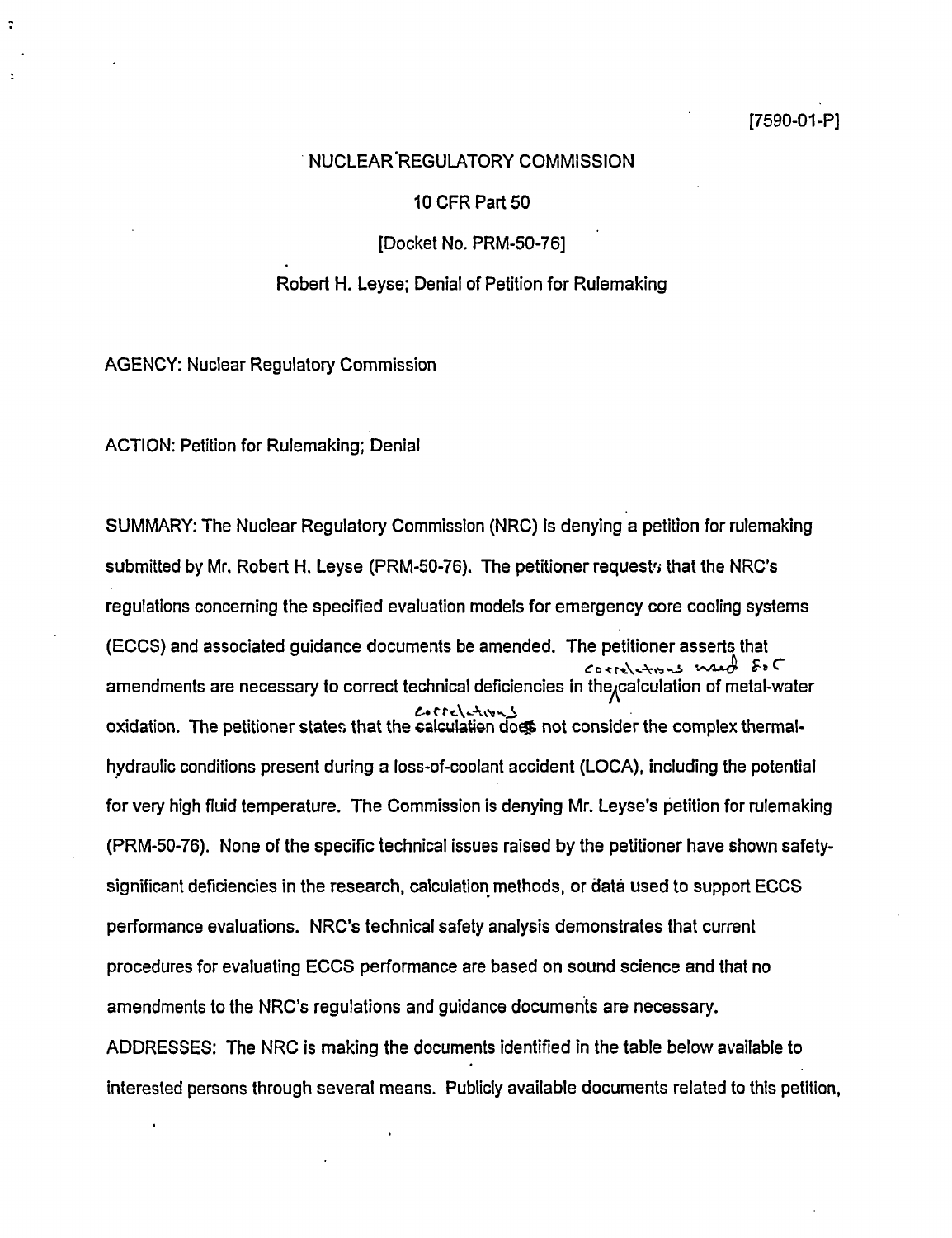[7590-01-P]

NUCLEAR REGULATORY COMMISSION

10 CFR Part 50

[Docket No. PRM-50-76]

Robert H. Leyse; Denial of Petition for Rulemaking

AGENCY: Nuclear Regulatory Commission

ACTION: Petition for Rulemaking; Denial

SUMMARY: The Nuclear Regulatory Commission (NRC) is denying a petition for rulemaking submitted by Mr. Robert H. Leyse (PRM-50-76). The petitioner requests that the NRC's regulations concerning the specified evaluation models for emergency core cooling systems (ECCS) and associated guidance documents be amended. The petitioner asserts that amendments are necessary to correct technical deficiencies in the correlations used for calculation of metal-water oxidation. The petitioner states that the correlations do not consider the complex thermal-hydraulic conditions present during a loss-of-coolant accident (LOCA), including the potential for very high fluid temperature. The Commission is denying Mr. Leyse's petition for rulemaking (PRM-50-76). None of the specific technical issues raised by the petitioner have shown safety-significant deficiencies in the research, calculation methods, or data used to support ECCS performance evaluations. NRC's technical safety analysis demonstrates that current procedures for evaluating ECCS performance are based on sound science and that no amendments to the NRC's regulations and guidance documents are necessary.

ADDRESSES: The NRC is making the documents identified in the table below available to interested persons through several means. Publicly available documents related to this petition,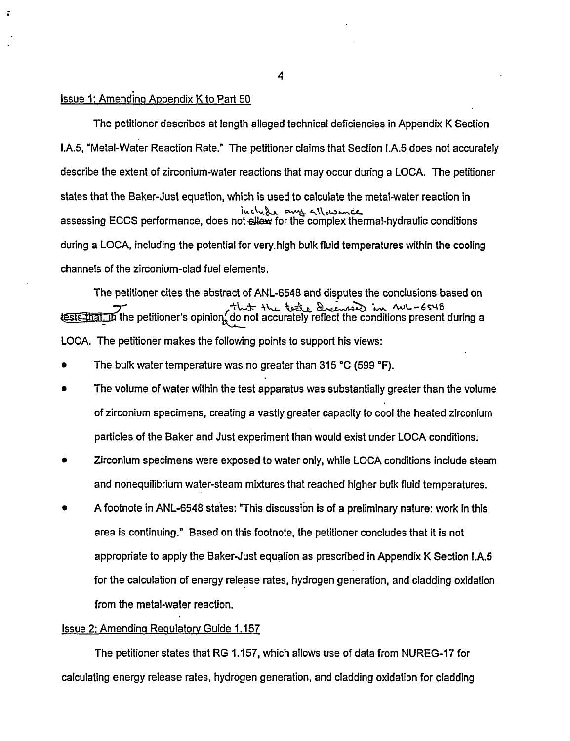## Issue 1: Amending Appendix K to Part 50

The petitioner describes at length alleged technical deficiencies in Appendix K Section I.A.5, "Metal-Water Reaction Rate." The petitioner claims that Section I.A.5 does not accurately describe the extent of zirconium-water reactions that may occur during a LOCA. The petitioner states that the Baker-Just equation, which is used to calculate the metal-water reaction in assessing ECCS performance, does not include any allowance for the complex thermal-hydraulic conditions during a LOCA, including the potential for very high bulk fluid temperatures within the cooling channels of the zirconium-clad fuel elements.

The petitioner cites the abstract of ANL-6548 and disputes the conclusions based on the petitioner's opinion that the tests discussed in ANL-6548 do not accurately reflect the conditions present during a LOCA. The petitioner makes the following points to support his views:

- The bulk water temperature was no greater than 315 °C (599 °F).
- The volume of water within the test apparatus was substantially greater than the volume of zirconium specimens, creating a vastly greater capacity to cool the heated zirconium particles of the Baker and Just experiment than would exist under LOCA conditions.
- Zirconium specimens were exposed to water only, while LOCA conditions include steam and nonequilibrium water-steam mixtures that reached higher bulk fluid temperatures.
- A footnote in ANL-6548 states: "This discussion is of a preliminary nature: work in this area is continuing." Based on this footnote, the petitioner concludes that it is not appropriate to apply the Baker-Just equation as prescribed in Appendix K Section I.A.5 for the calculation of energy release rates, hydrogen generation, and cladding oxidation from the metal-water reaction.

## Issue 2: Amending Regulatory Guide 1.157

The petitioner states that RG 1.157, which allows use of data from NUREG-17 for calculating energy release rates, hydrogen generation, and cladding oxidation for cladding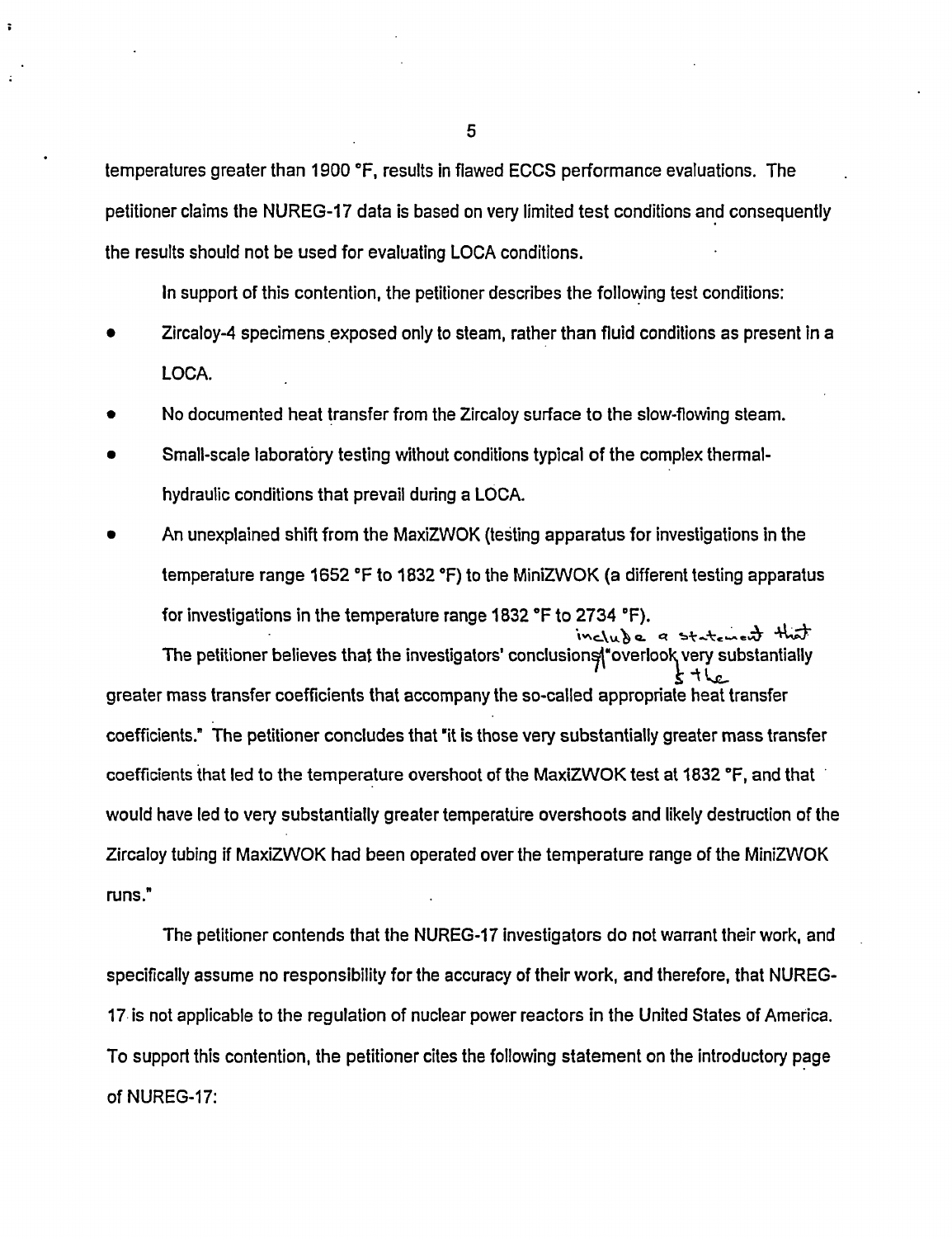temperatures greater than 1900 °F, results in flawed ECCS performance evaluations. The petitioner claims the NUREG-17 data is based on very limited test conditions and consequently the results should not be used for evaluating LOCA conditions.

In support of this contention, the petitioner describes the following test conditions:

- Zircaloy-4 specimens exposed only to steam, rather than fluid conditions as present in a LOCA.
- No documented heat transfer from the Zircaloy surface to the slow-flowing steam.
- Small-scale laboratory testing without conditions typical of the complex thermal-hydraulic conditions that prevail during a LOCA.
- An unexplained shift from the MaxiZWOK (testing apparatus for investigations in the temperature range 1652 °F to 1832 °F) to the MiniZWOK (a different testing apparatus for investigations in the temperature range 1832 °F to 2734 °F).

The petitioner believes that the investigators' conclusions include a statement that "overlook the very substantially greater mass transfer coefficients that accompany the so-called appropriate heat transfer coefficients." The petitioner concludes that "it is those very substantially greater mass transfer coefficients that led to the temperature overshoot of the MaxiZWOK test at 1832 °F, and that would have led to very substantially greater temperature overshoots and likely destruction of the Zircaloy tubing if MaxiZWOK had been operated over the temperature range of the MiniZWOK runs."

The petitioner contends that the NUREG-17 investigators do not warrant their work, and specifically assume no responsibility for the accuracy of their work, and therefore, that NUREG-17 is not applicable to the regulation of nuclear power reactors in the United States of America. To support this contention, the petitioner cites the following statement on the introductory page of NUREG-17: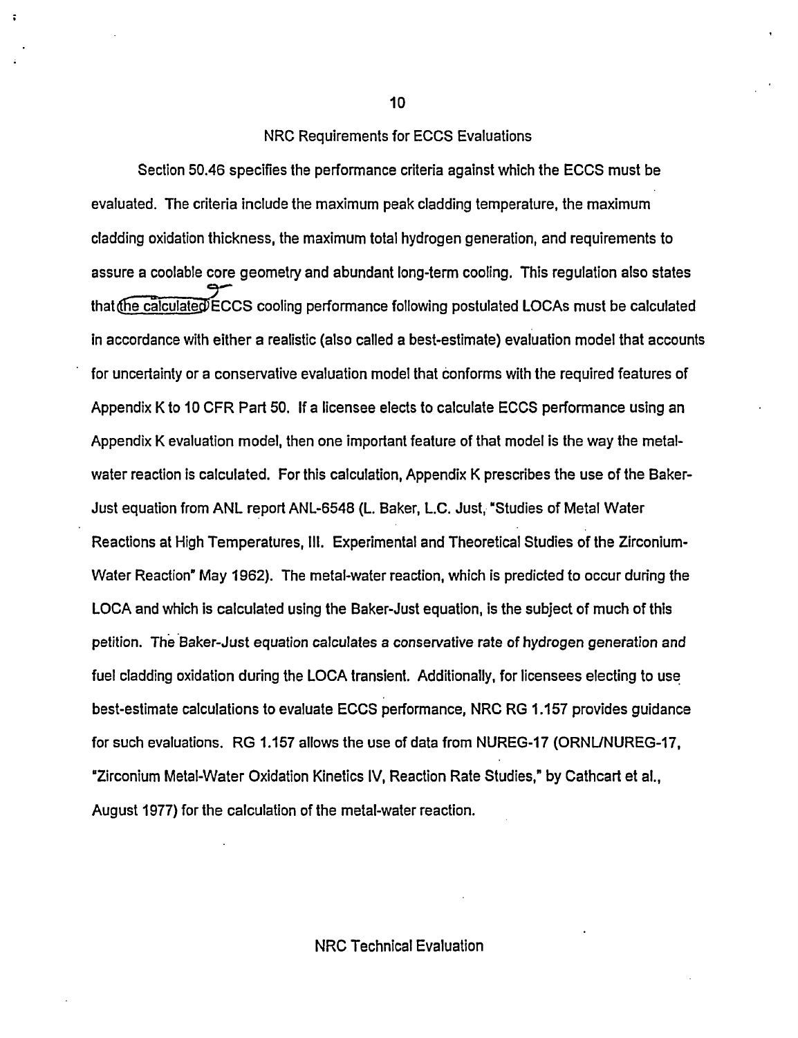## NRC Requirements for ECCS Evaluations

Section 50.46 specifies the performance criteria against which the ECCS must be evaluated. The criteria include the maximum peak cladding temperature, the maximum cladding oxidation thickness, the maximum total hydrogen generation, and requirements to assure a coolable core geometry and abundant long-term cooling. This regulation also states that the calculated ECCS cooling performance following postulated LOCAs must be calculated in accordance with either a realistic (also called a best-estimate) evaluation model that accounts for uncertainty or a conservative evaluation model that conforms with the required features of Appendix K to 10 CFR Part 50. If a licensee elects to calculate ECCS performance using an Appendix K evaluation model, then one important feature of that model is the way the metal-water reaction is calculated. For this calculation, Appendix K prescribes the use of the Baker-Just equation from ANL report ANL-6548 (L. Baker, L.C. Just, "Studies of Metal Water Reactions at High Temperatures, III. Experimental and Theoretical Studies of the Zirconium-Water Reaction" May 1962). The metal-water reaction, which is predicted to occur during the LOCA and which is calculated using the Baker-Just equation, is the subject of much of this petition. The Baker-Just equation calculates a conservative rate of hydrogen generation and fuel cladding oxidation during the LOCA transient. Additionally, for licensees electing to use best-estimate calculations to evaluate ECCS performance, NRC RG 1.157 provides guidance for such evaluations. RG 1.157 allows the use of data from NUREG-17 (ORNL/NUREG-17, "Zirconium Metal-Water Oxidation Kinetics IV, Reaction Rate Studies," by Cathcart et al., August 1977) for the calculation of the metal-water reaction.

## NRC Technical Evaluation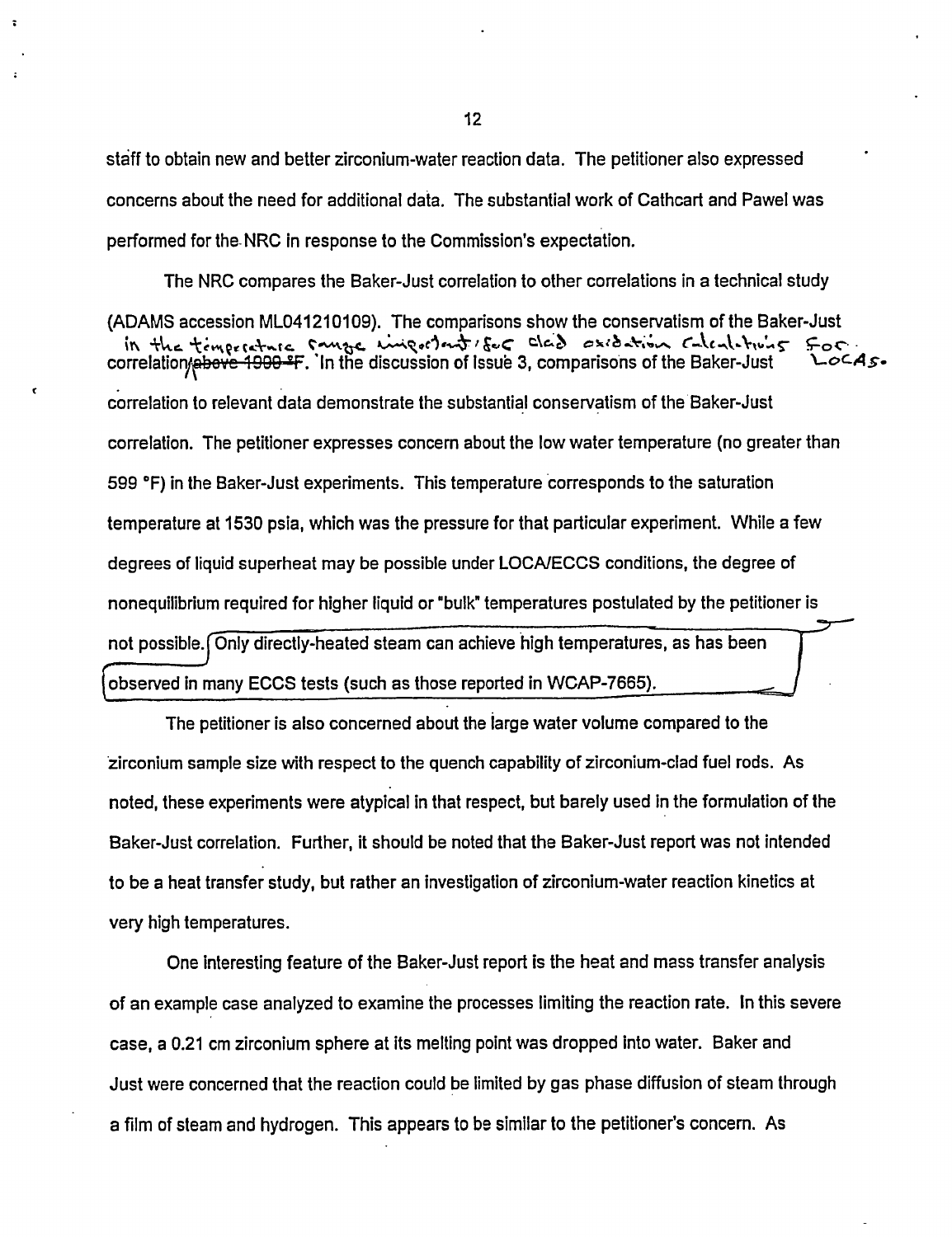staff to obtain new and better zirconium-water reaction data. The petitioner also expressed concerns about the need for additional data. The substantial work of Cathcart and Pawel was performed for the NRC in response to the Commission's expectation.

The NRC compares the Baker-Just correlation to other correlations in a technical study (ADAMS accession ML041210109). The comparisons show the conservatism of the Baker-Just correlation in the temperature range important for clad oxidation calculations for LOCAs. ~~above 1900 °F~~. In the discussion of Issue 3, comparisons of the Baker-Just correlation to relevant data demonstrate the substantial conservatism of the Baker-Just correlation. The petitioner expresses concern about the low water temperature (no greater than 599 °F) in the Baker-Just experiments. This temperature corresponds to the saturation temperature at 1530 psia, which was the pressure for that particular experiment. While a few degrees of liquid superheat may be possible under LOCA/ECCS conditions, the degree of nonequilibrium required for higher liquid or "bulk" temperatures postulated by the petitioner is not possible. Only directly-heated steam can achieve high temperatures, as has been observed in many ECCS tests (such as those reported in WCAP-7665).

The petitioner is also concerned about the large water volume compared to the zirconium sample size with respect to the quench capability of zirconium-clad fuel rods. As noted, these experiments were atypical in that respect, but barely used in the formulation of the Baker-Just correlation. Further, it should be noted that the Baker-Just report was not intended to be a heat transfer study, but rather an investigation of zirconium-water reaction kinetics at very high temperatures.

One interesting feature of the Baker-Just report is the heat and mass transfer analysis of an example case analyzed to examine the processes limiting the reaction rate. In this severe case, a 0.21 cm zirconium sphere at its melting point was dropped into water. Baker and Just were concerned that the reaction could be limited by gas phase diffusion of steam through a film of steam and hydrogen. This appears to be similar to the petitioner's concern. As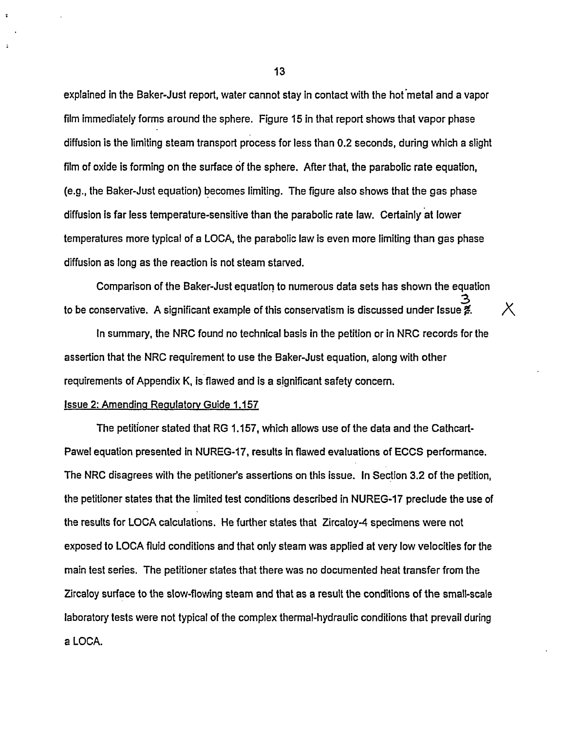explained in the Baker-Just report, water cannot stay in contact with the hot metal and a vapor film immediately forms around the sphere. Figure 15 in that report shows that vapor phase diffusion is the limiting steam transport process for less than 0.2 seconds, during which a slight film of oxide is forming on the surface of the sphere. After that, the parabolic rate equation, (e.g., the Baker-Just equation) becomes limiting. The figure also shows that the gas phase diffusion is far less temperature-sensitive than the parabolic rate law. Certainly at lower temperatures more typical of a LOCA, the parabolic law is even more limiting than gas phase diffusion as long as the reaction is not steam starved.

Comparison of the Baker-Just equation to numerous data sets has shown the equation to be conservative. A significant example of this conservatism is discussed under Issue 3.

In summary, the NRC found no technical basis in the petition or in NRC records for the assertion that the NRC requirement to use the Baker-Just equation, along with other requirements of Appendix K, is flawed and is a significant safety concern.

Issue 2: Amending Regulatory Guide 1.157

The petitioner stated that RG 1.157, which allows use of the data and the Cathcart-Pawel equation presented in NUREG-17, results in flawed evaluations of ECCS performance. The NRC disagrees with the petitioner's assertions on this issue. In Section 3.2 of the petition, the petitioner states that the limited test conditions described in NUREG-17 preclude the use of the results for LOCA calculations. He further states that Zircaloy-4 specimens were not exposed to LOCA fluid conditions and that only steam was applied at very low velocities for the main test series. The petitioner states that there was no documented heat transfer from the Zircaloy surface to the slow-flowing steam and that as a result the conditions of the small-scale laboratory tests were not typical of the complex thermal-hydraulic conditions that prevail during a LOCA.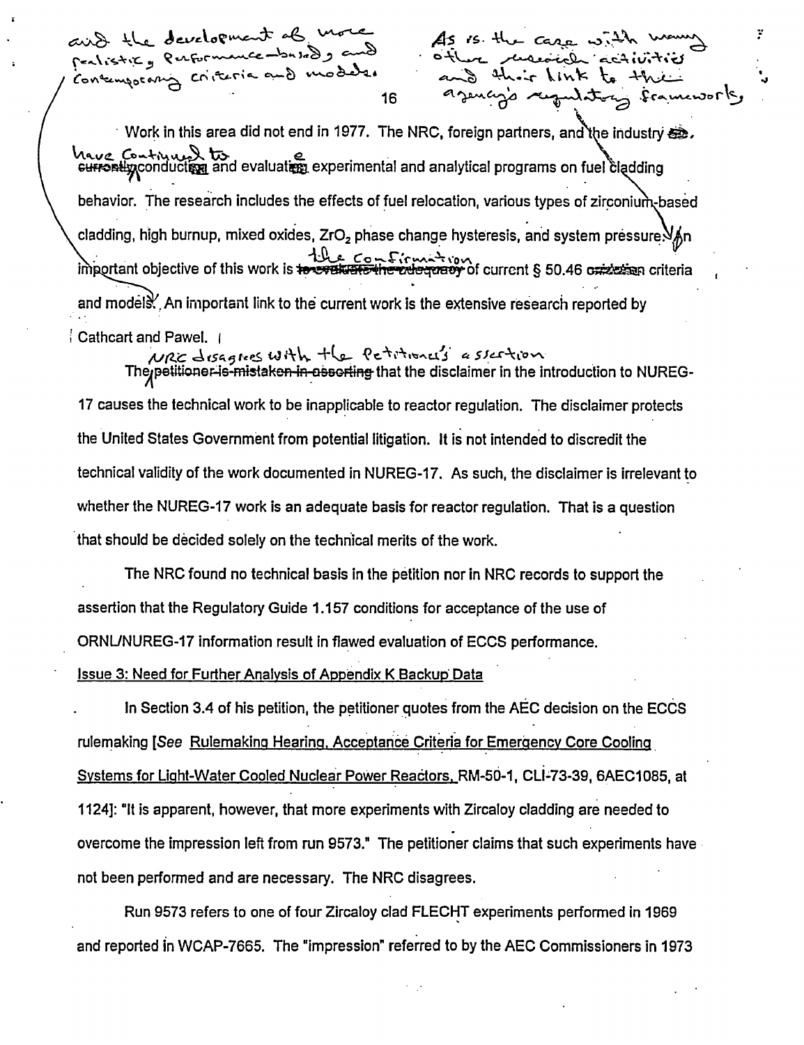and the development of more realistic, performance-based, and contemporary criteria and models.

As is the case with many other research activities and their link to the agency's regulatory frameworks,

Work in this area did not end in 1977. The NRC, foreign partners, and the industry have continued to ~~are currently~~ conduct~~ing~~ and evaluate~~ing~~ experimental and analytical programs on fuel cladding behavior. The research includes the effects of fuel relocation, various types of zirconium-based cladding, high burnup, mixed oxides, $ZrO_2$ phase change hysteresis, and system pressure. An important objective of this work is ~~to evaluate the adequacy~~ the confirmation of current § 50.46 ~~oxidation~~ criteria and models. An important link to the current work is the extensive research reported by Cathcart and Pawel.

~~The petitioner is mistaken in asserting~~ NRC disagrees with the Petitioner's assertion that the disclaimer in the introduction to NUREG-17 causes the technical work to be inapplicable to reactor regulation. The disclaimer protects the United States Government from potential litigation. It is not intended to discredit the technical validity of the work documented in NUREG-17. As such, the disclaimer is irrelevant to whether the NUREG-17 work is an adequate basis for reactor regulation. That is a question that should be decided solely on the technical merits of the work.

The NRC found no technical basis in the petition nor in NRC records to support the assertion that the Regulatory Guide 1.157 conditions for acceptance of the use of ORNL/NUREG-17 information result in flawed evaluation of ECCS performance.

Issue 3: Need for Further Analysis of Appendix K Backup Data

In Section 3.4 of his petition, the petitioner quotes from the AEC decision on the ECCS rulemaking [*See* Rulemaking Hearing, Acceptance Criteria for Emergency Core Cooling Systems for Light-Water Cooled Nuclear Power Reactors, RM-50-1, CLI-73-39, 6AEC1085, at 1124]: "It is apparent, however, that more experiments with Zircaloy cladding are needed to overcome the impression left from run 9573." The petitioner claims that such experiments have not been performed and are necessary. The NRC disagrees.

Run 9573 refers to one of four Zircaloy clad FLECHT experiments performed in 1969 and reported in WCAP-7665. The "impression" referred to by the AEC Commissioners in 1973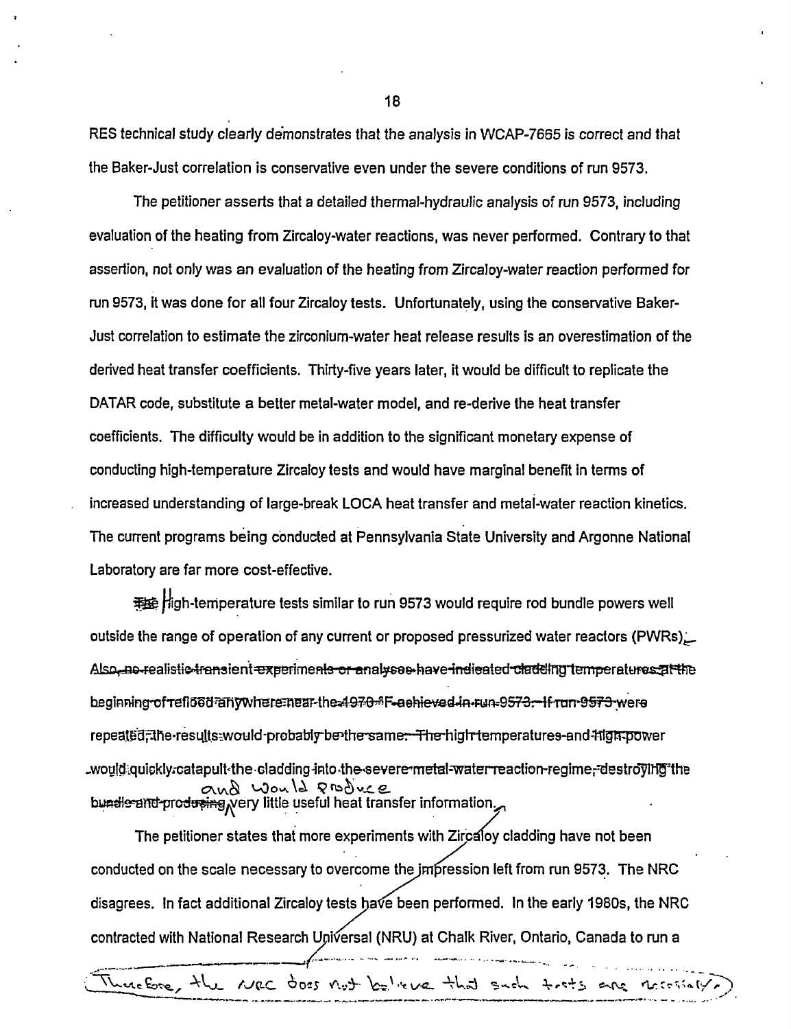RES technical study clearly demonstrates that the analysis in WCAP-7665 is correct and that the Baker-Just correlation is conservative even under the severe conditions of run 9573.

The petitioner asserts that a detailed thermal-hydraulic analysis of run 9573, including evaluation of the heating from Zircaloy-water reactions, was never performed. Contrary to that assertion, not only was an evaluation of the heating from Zircaloy-water reaction performed for run 9573, it was done for all four Zircaloy tests. Unfortunately, using the conservative Baker-Just correlation to estimate the zirconium-water heat release results is an overestimation of the derived heat transfer coefficients. Thirty-five years later, it would be difficult to replicate the DATAR code, substitute a better metal-water model, and re-derive the heat transfer coefficients. The difficulty would be in addition to the significant monetary expense of conducting high-temperature Zircaloy tests and would have marginal benefit in terms of increased understanding of large-break LOCA heat transfer and metal-water reaction kinetics. The current programs being conducted at Pennsylvania State University and Argonne National Laboratory are far more cost-effective.

~~The~~ High-temperature tests similar to run 9573 would require rod bundle powers well outside the range of operation of any current or proposed pressurized water reactors (PWRs)~~.~~ ~~Also, no realistic transient experiments or analyses have indicated cladding temperatures at the beginning of reflood anywhere near the 1970 °F achieved in run 9573. If run 9573 were repeated, the results would probably be the same. The high temperatures and high power would quickly catapult the cladding into the severe metal-water reaction regime, destroying the bundle and producing~~ and would produce very little useful heat transfer information. Therefore, the NRC does not believe that such tests are necessary.

The petitioner states that more experiments with Zircaloy cladding have not been conducted on the scale necessary to overcome the impression left from run 9573. The NRC disagrees. In fact additional Zircaloy tests have been performed. In the early 1980s, the NRC contracted with National Research Universal (NRU) at Chalk River, Ontario, Canada to run a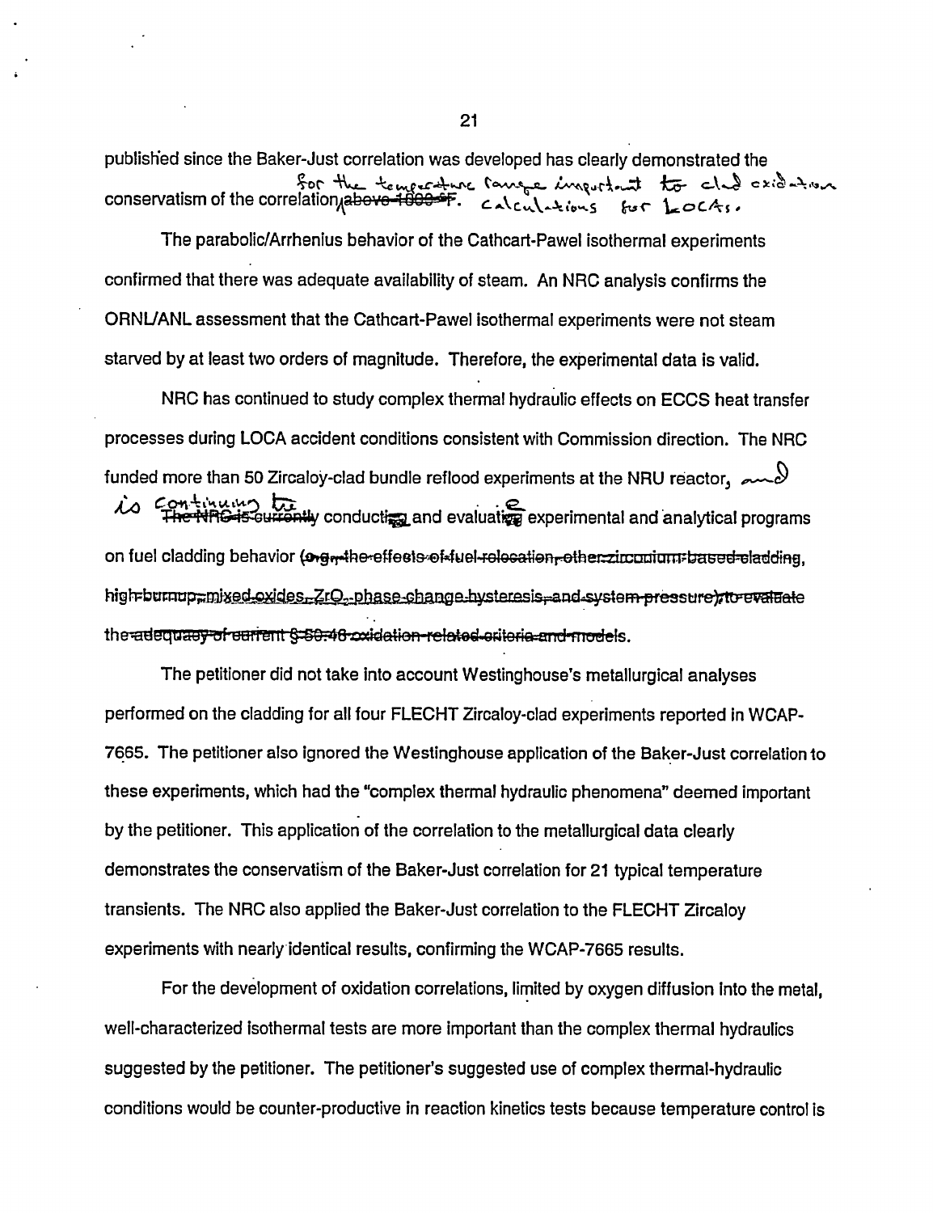published since the Baker-Just correlation was developed has clearly demonstrated the conservatism of the correlation ~~above 1800°F~~ for the temperature range important to clad oxidation calculations for LOCAs.

The parabolic/Arrhenius behavior of the Cathcart-Pawel isothermal experiments confirmed that there was adequate availability of steam. An NRC analysis confirms the ORNL/ANL assessment that the Cathcart-Pawel isothermal experiments were not steam starved by at least two orders of magnitude. Therefore, the experimental data is valid.

NRC has continued to study complex thermal hydraulic effects on ECCS heat transfer processes during LOCA accident conditions consistent with Commission direction. The NRC funded more than 50 Zircaloy-clad bundle reflood experiments at the NRU reactor, and is continuing to ~~The NRC is currently~~ conduct ~~ing~~ and evaluate ~~ing~~ experimental and analytical programs on fuel cladding behavior ~~(e.g., the effects of fuel relocation, other zirconium-based cladding, high-burnup, mixed-oxides, ZrO$_2$ phase change hysteresis, and system pressure) to evaluate the adequacy of current §50.46 oxidation-related criteria and models~~.

The petitioner did not take into account Westinghouse's metallurgical analyses performed on the cladding for all four FLECHT Zircaloy-clad experiments reported in WCAP-7665. The petitioner also ignored the Westinghouse application of the Baker-Just correlation to these experiments, which had the "complex thermal hydraulic phenomena" deemed important by the petitioner. This application of the correlation to the metallurgical data clearly demonstrates the conservatism of the Baker-Just correlation for 21 typical temperature transients. The NRC also applied the Baker-Just correlation to the FLECHT Zircaloy experiments with nearly identical results, confirming the WCAP-7665 results.

For the development of oxidation correlations, limited by oxygen diffusion into the metal, well-characterized isothermal tests are more important than the complex thermal hydraulics suggested by the petitioner. The petitioner's suggested use of complex thermal-hydraulic conditions would be counter-productive in reaction kinetics tests because temperature control is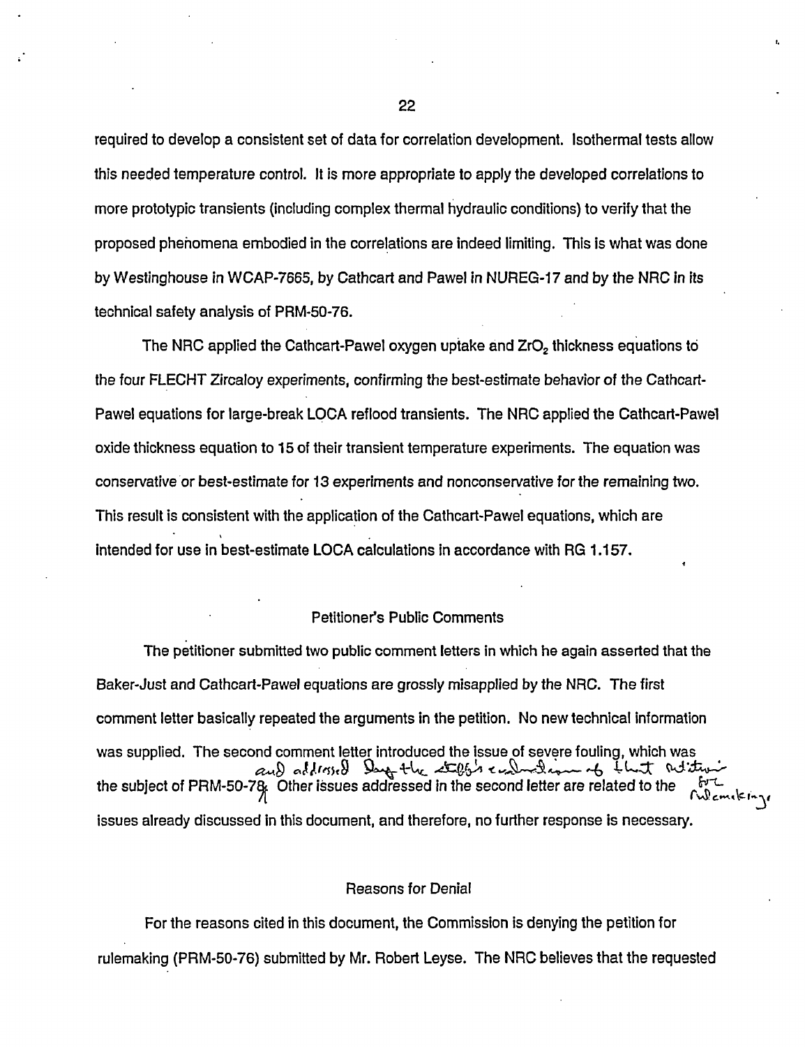required to develop a consistent set of data for correlation development. Isothermal tests allow this needed temperature control. It is more appropriate to apply the developed correlations to more prototypic transients (including complex thermal hydraulic conditions) to verify that the proposed phenomena embodied in the correlations are indeed limiting. This is what was done by Westinghouse in WCAP-7665, by Cathcart and Pawel in NUREG-17 and by the NRC in its technical safety analysis of PRM-50-76.

The NRC applied the Cathcart-Pawel oxygen uptake and $ZrO_2$ thickness equations to the four FLECHT Zircaloy experiments, confirming the best-estimate behavior of the Cathcart-Pawel equations for large-break LOCA reflood transients. The NRC applied the Cathcart-Pawel oxide thickness equation to 15 of their transient temperature experiments. The equation was conservative or best-estimate for 13 experiments and nonconservative for the remaining two. This result is consistent with the application of the Cathcart-Pawel equations, which are intended for use in best-estimate LOCA calculations in accordance with RG 1.157.

## Petitioner's Public Comments

The petitioner submitted two public comment letters in which he again asserted that the Baker-Just and Cathcart-Pawel equations are grossly misapplied by the NRC. The first comment letter basically repeated the arguments in the petition. No new technical information was supplied. The second comment letter introduced the issue of severe fouling, which was the subject of PRM-50-78 and addressed during the staff's evaluation of that petition for rulemaking. Other issues addressed in the second letter are related to the issues already discussed in this document, and therefore, no further response is necessary.

## Reasons for Denial

For the reasons cited in this document, the Commission is denying the petition for rulemaking (PRM-50-76) submitted by Mr. Robert Leyse. The NRC believes that the requested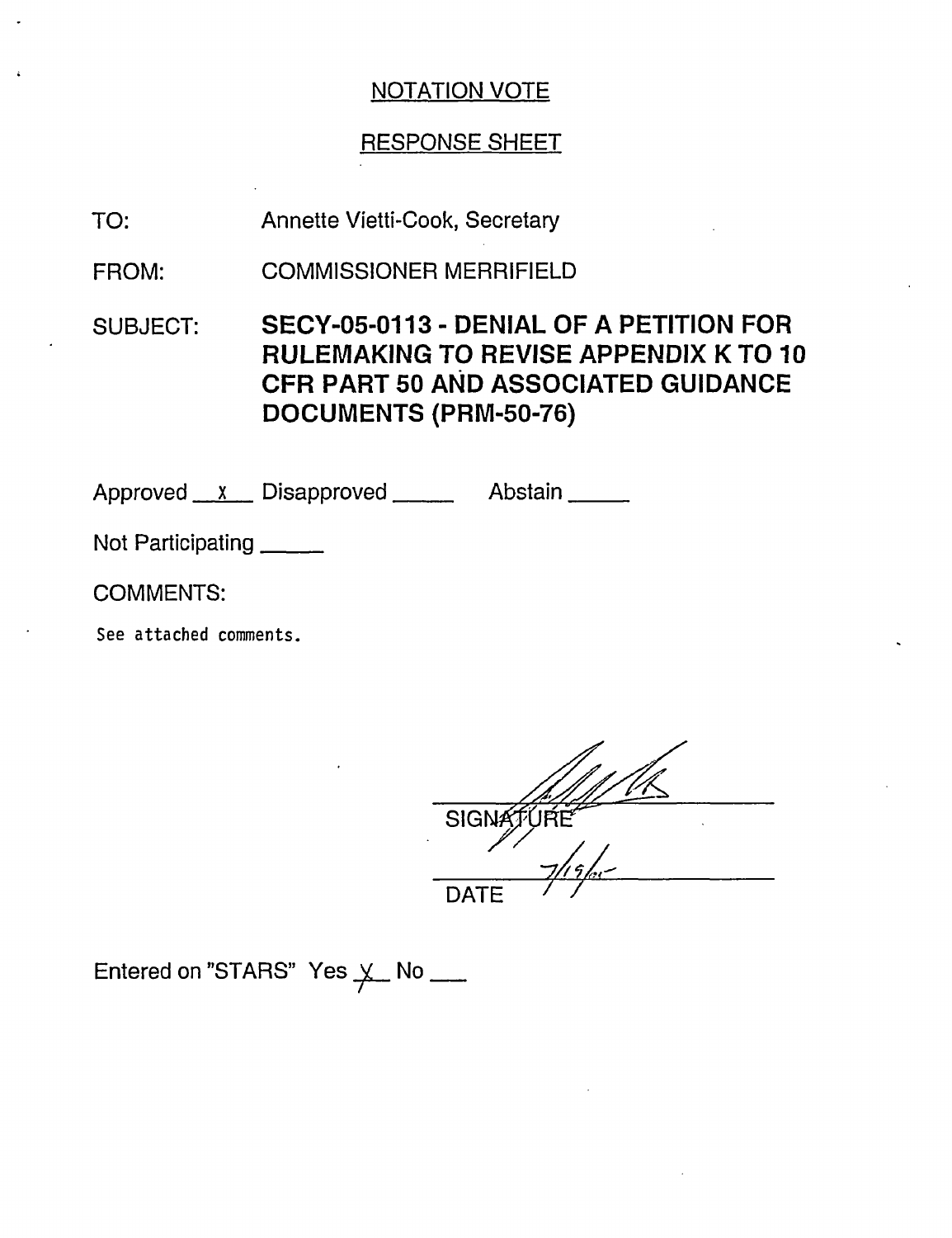NOTATION VOTE

RESPONSE SHEET

TO: Annette Vietti-Cook, Secretary

FROM: COMMISSIONER MERRIFIELD

SUBJECT: **SECY-05-0113 - DENIAL OF A PETITION FOR RULEMAKING TO REVISE APPENDIX K TO 10 CFR PART 50 AND ASSOCIATED GUIDANCE DOCUMENTS (PRM-50-76)**

Approved __X__ Disapproved _____ Abstain _____

Not Participating _____

COMMENTS:

See attached comments.

SIGNATURE

7/19/05

DATE

Entered on "STARS" Yes _X_ No ___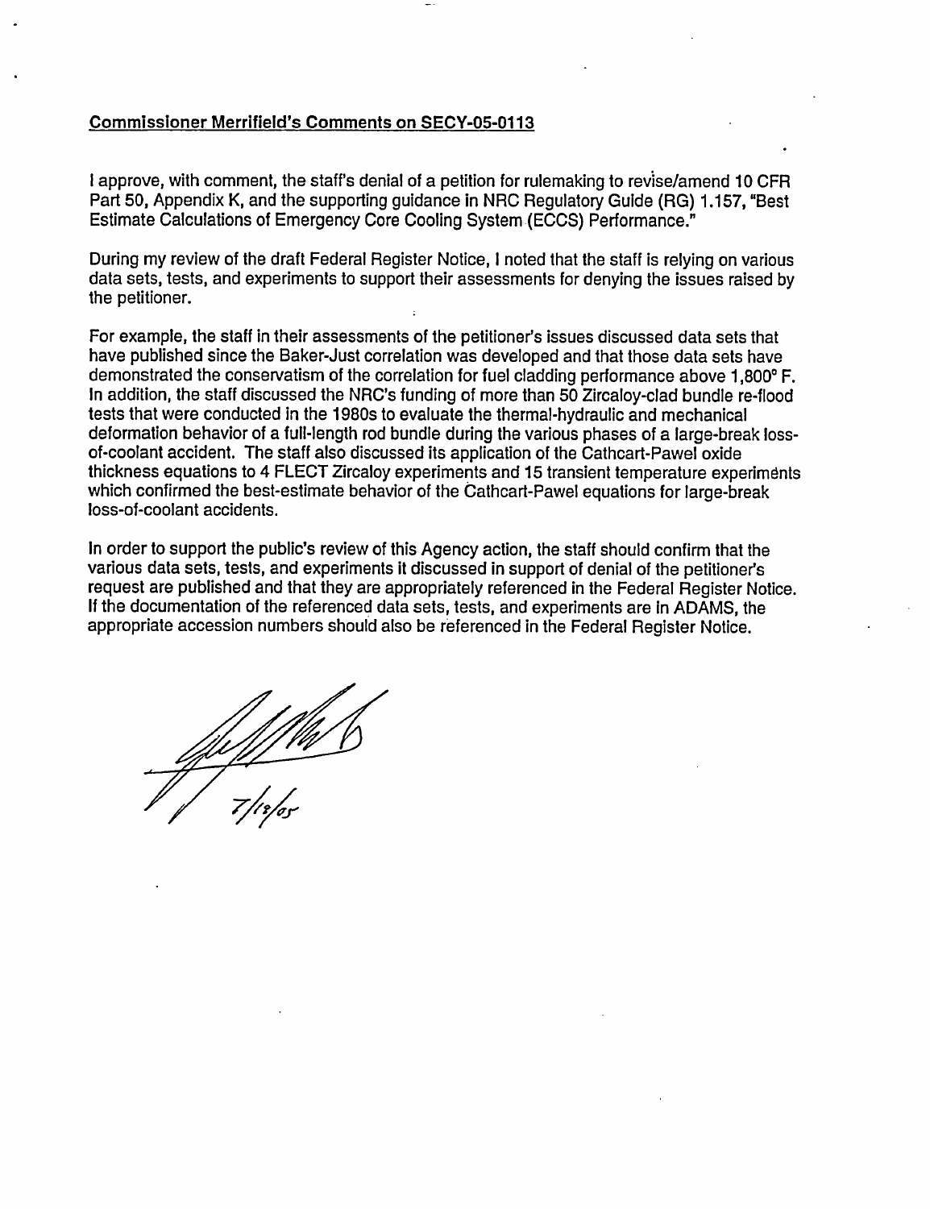**Commissioner Merrifield's Comments on SECY-05-0113**

I approve, with comment, the staff's denial of a petition for rulemaking to revise/amend 10 CFR Part 50, Appendix K, and the supporting guidance in NRC Regulatory Guide (RG) 1.157, "Best Estimate Calculations of Emergency Core Cooling System (ECCS) Performance."

During my review of the draft Federal Register Notice, I noted that the staff is relying on various data sets, tests, and experiments to support their assessments for denying the issues raised by the petitioner.

For example, the staff in their assessments of the petitioner's issues discussed data sets that have published since the Baker-Just correlation was developed and that those data sets have demonstrated the conservatism of the correlation for fuel cladding performance above 1,800° F. In addition, the staff discussed the NRC's funding of more than 50 Zircaloy-clad bundle re-flood tests that were conducted in the 1980s to evaluate the thermal-hydraulic and mechanical deformation behavior of a full-length rod bundle during the various phases of a large-break loss-of-coolant accident. The staff also discussed its application of the Cathcart-Pawel oxide thickness equations to 4 FLECT Zircaloy experiments and 15 transient temperature experiments which confirmed the best-estimate behavior of the Cathcart-Pawel equations for large-break loss-of-coolant accidents.

In order to support the public's review of this Agency action, the staff should confirm that the various data sets, tests, and experiments it discussed in support of denial of the petitioner's request are published and that they are appropriately referenced in the Federal Register Notice. If the documentation of the referenced data sets, tests, and experiments are in ADAMS, the appropriate accession numbers should also be referenced in the Federal Register Notice.

7/18/05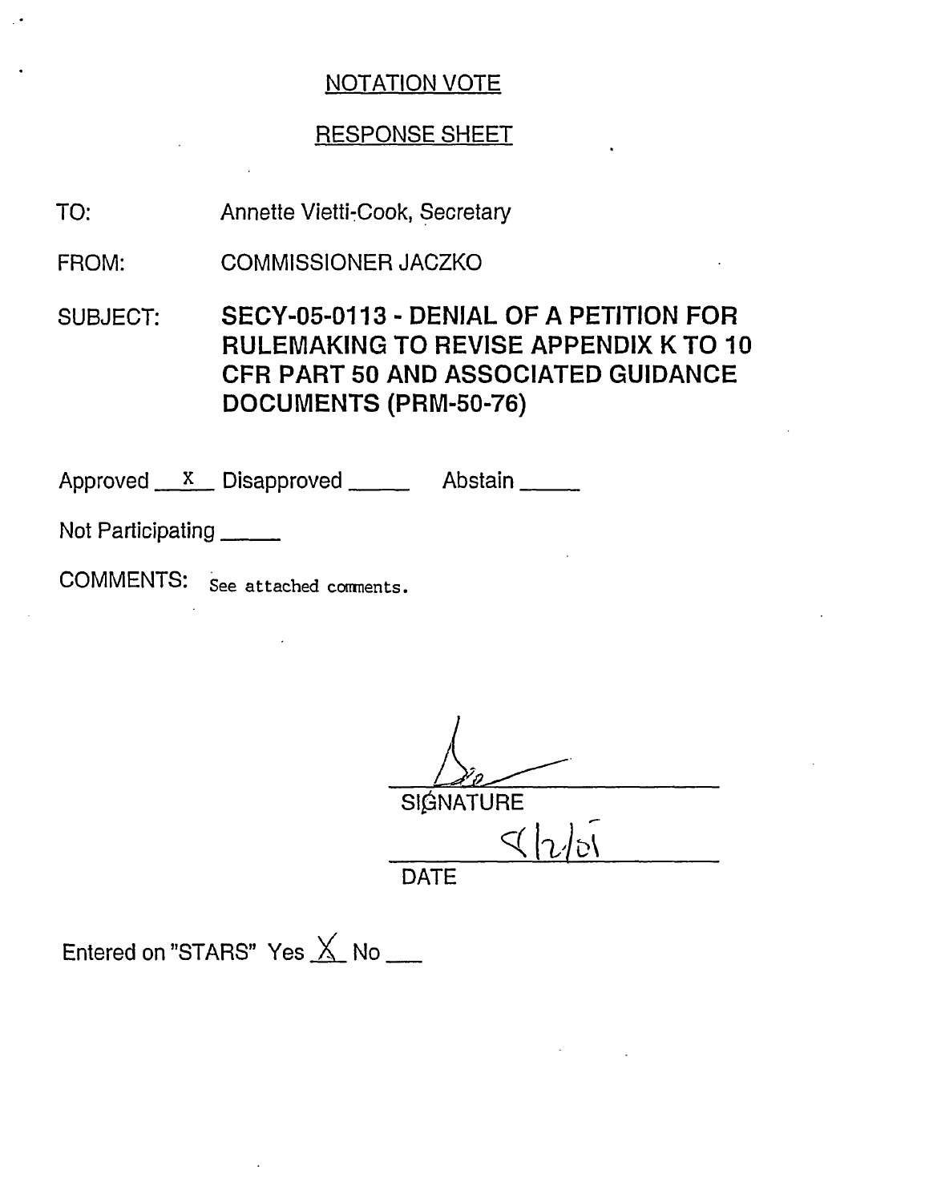# NOTATION VOTE

## RESPONSE SHEET

TO: Annette Vietti-Cook, Secretary

FROM: COMMISSIONER JACZKO

SUBJECT: **SECY-05-0113 - DENIAL OF A PETITION FOR RULEMAKING TO REVISE APPENDIX K TO 10 CFR PART 50 AND ASSOCIATED GUIDANCE DOCUMENTS (PRM-50-76)**

Approved __X__ Disapproved _____ Abstain _____

Not Participating _____

COMMENTS: See attached comments.

SIGNATURE

9/2/05

DATE

Entered on "STARS" Yes __X__ No ___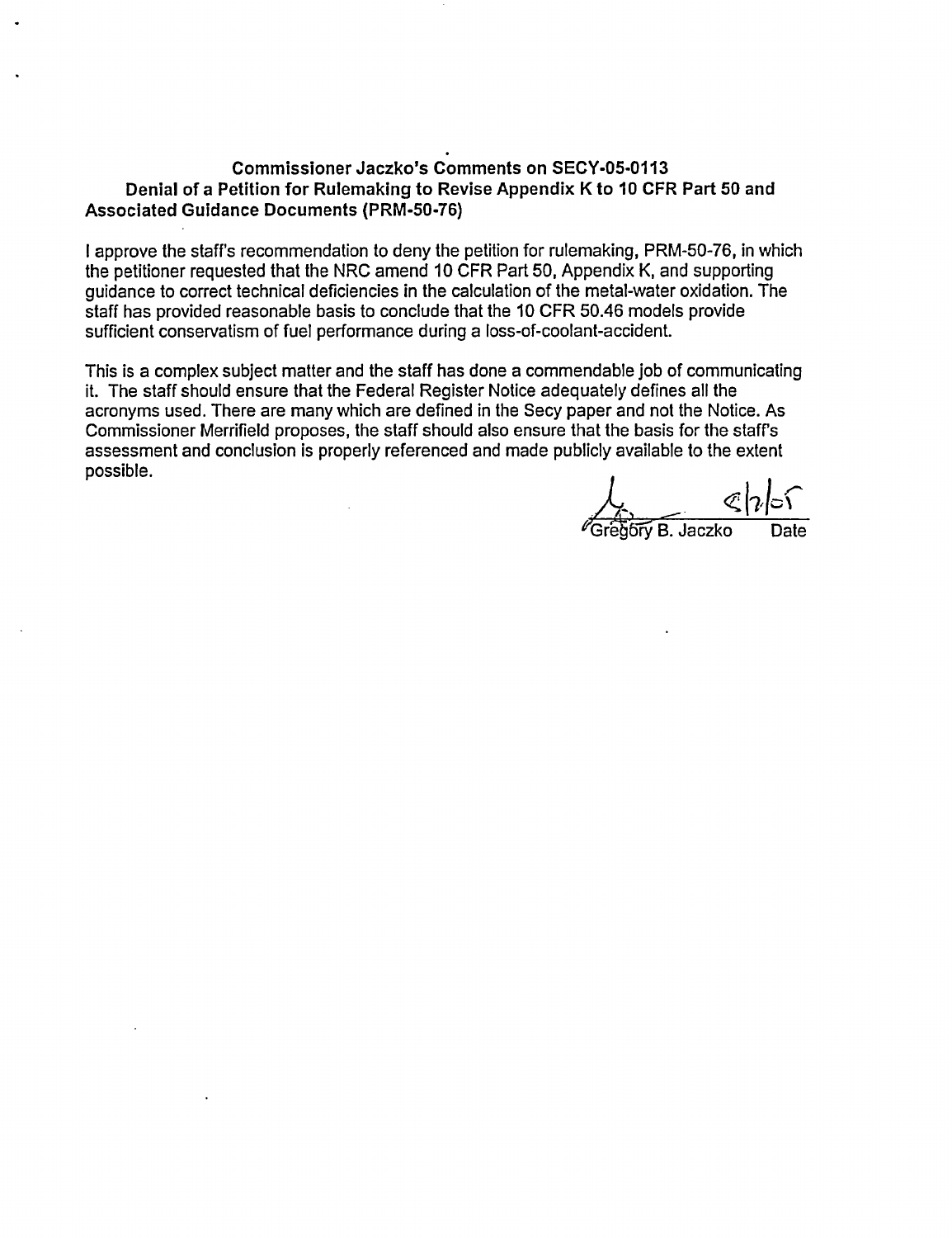**Commissioner Jaczko's Comments on SECY-05-0113**
**Denial of a Petition for Rulemaking to Revise Appendix K to 10 CFR Part 50 and Associated Guidance Documents (PRM-50-76)**

I approve the staff's recommendation to deny the petition for rulemaking, PRM-50-76, in which the petitioner requested that the NRC amend 10 CFR Part 50, Appendix K, and supporting guidance to correct technical deficiencies in the calculation of the metal-water oxidation. The staff has provided reasonable basis to conclude that the 10 CFR 50.46 models provide sufficient conservatism of fuel performance during a loss-of-coolant-accident.

This is a complex subject matter and the staff has done a commendable job of communicating it. The staff should ensure that the Federal Register Notice adequately defines all the acronyms used. There are many which are defined in the Secy paper and not the Notice. As Commissioner Merrifield proposes, the staff should also ensure that the basis for the staff's assessment and conclusion is properly referenced and made publicly available to the extent possible.

Gregory B. Jaczko — 8/2/05
Date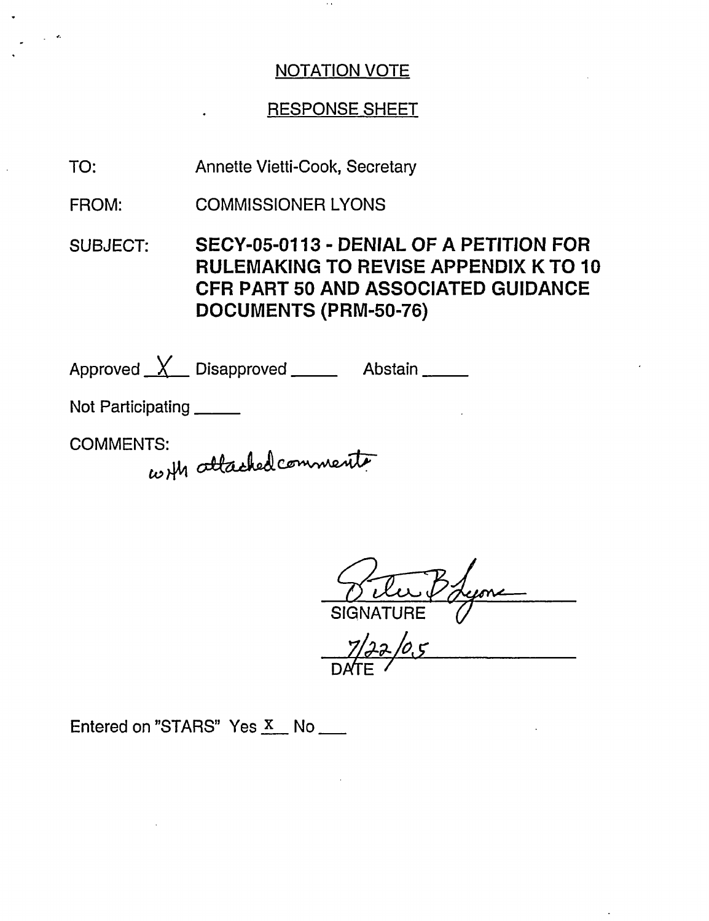NOTATION VOTE

RESPONSE SHEET

TO: Annette Vietti-Cook, Secretary

FROM: COMMISSIONER LYONS

SUBJECT: **SECY-05-0113 - DENIAL OF A PETITION FOR RULEMAKING TO REVISE APPENDIX K TO 10 CFR PART 50 AND ASSOCIATED GUIDANCE DOCUMENTS (PRM-50-76)**

Approved \_X\_ Disapproved \_\_\_\_\_ Abstain \_\_\_\_\_

Not Participating \_\_\_\_\_

COMMENTS:

with attached comments

SIGNATURE

7/22/05

DATE

Entered on "STARS" Yes X No \_\_\_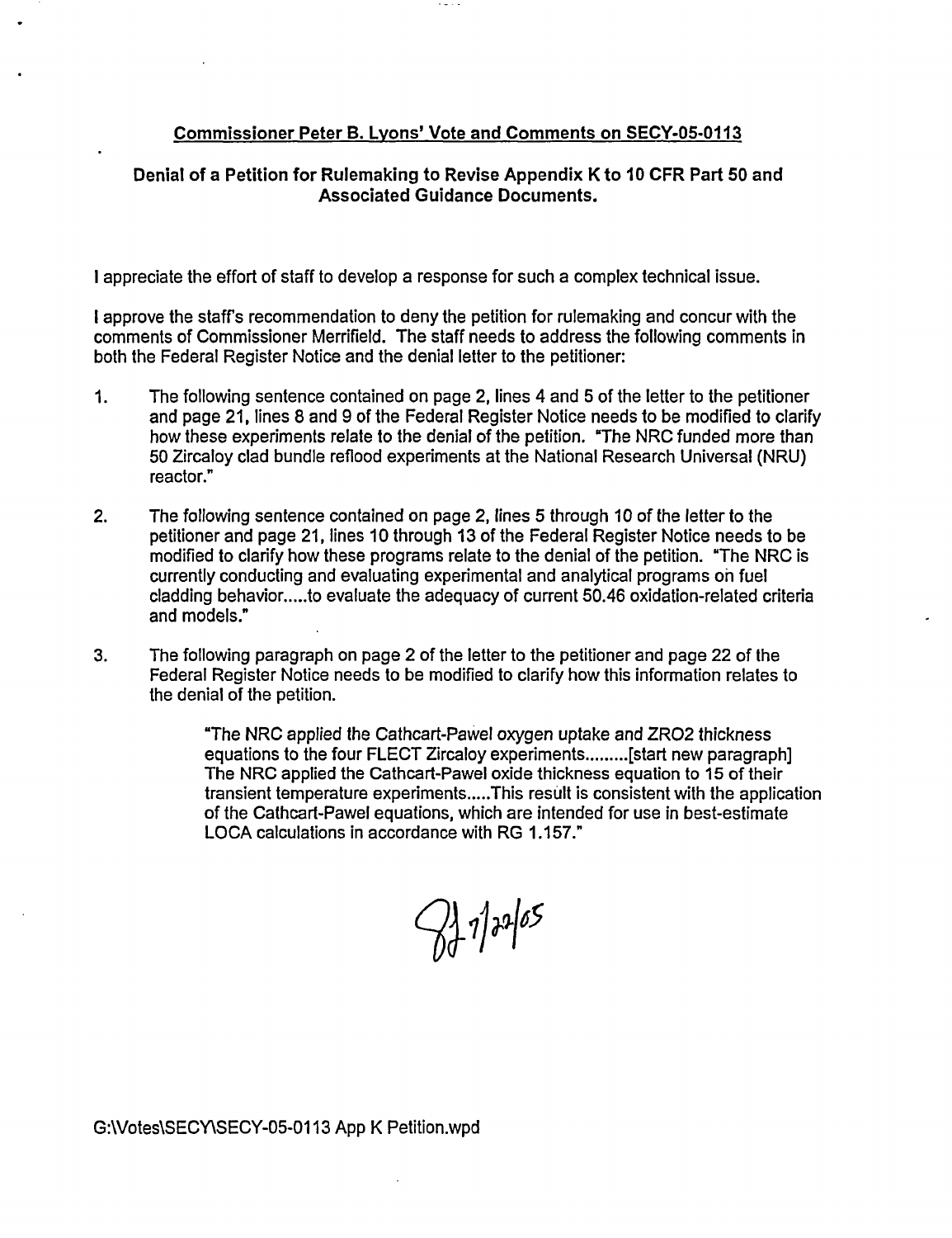## Commissioner Peter B. Lyons' Vote and Comments on SECY-05-0113

### Denial of a Petition for Rulemaking to Revise Appendix K to 10 CFR Part 50 and Associated Guidance Documents.

I appreciate the effort of staff to develop a response for such a complex technical issue.

I approve the staff's recommendation to deny the petition for rulemaking and concur with the comments of Commissioner Merrifield. The staff needs to address the following comments in both the Federal Register Notice and the denial letter to the petitioner:

1. The following sentence contained on page 2, lines 4 and 5 of the letter to the petitioner and page 21, lines 8 and 9 of the Federal Register Notice needs to be modified to clarify how these experiments relate to the denial of the petition. "The NRC funded more than 50 Zircaloy clad bundle reflood experiments at the National Research Universal (NRU) reactor."

2. The following sentence contained on page 2, lines 5 through 10 of the letter to the petitioner and page 21, lines 10 through 13 of the Federal Register Notice needs to be modified to clarify how these programs relate to the denial of the petition. "The NRC is currently conducting and evaluating experimental and analytical programs on fuel cladding behavior.....to evaluate the adequacy of current 50.46 oxidation-related criteria and models."

3. The following paragraph on page 2 of the letter to the petitioner and page 22 of the Federal Register Notice needs to be modified to clarify how this information relates to the denial of the petition.

   > "The NRC applied the Cathcart-Pawel oxygen uptake and ZRO2 thickness equations to the four FLECT Zircaloy experiments.........[start new paragraph] The NRC applied the Cathcart-Pawel oxide thickness equation to 15 of their transient temperature experiments.....This result is consistent with the application of the Cathcart-Pawel equations, which are intended for use in best-estimate LOCA calculations in accordance with RG 1.157."

PL 7/22/05

G:\Votes\SECY\SECY-05-0113 App K Petition.wpd